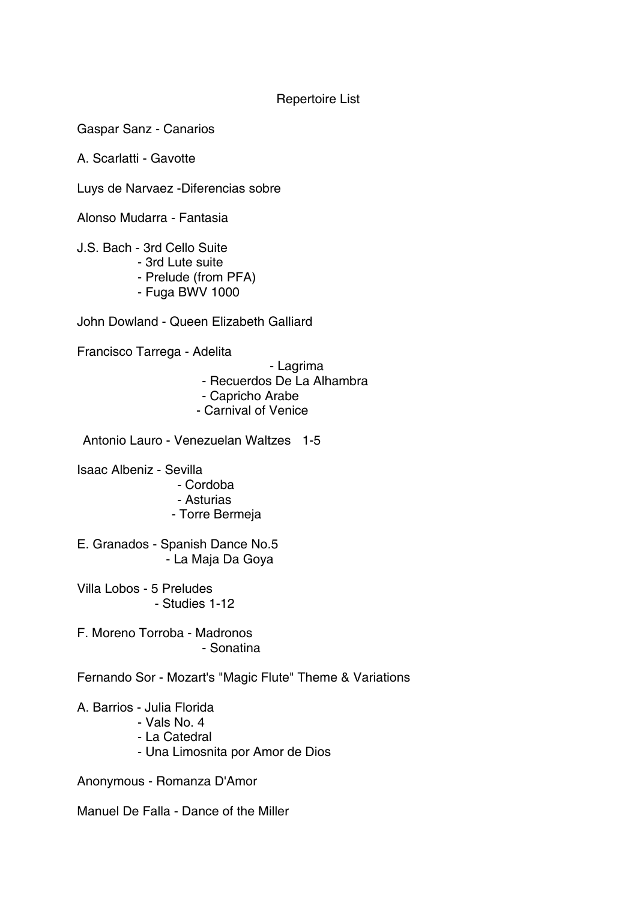# Repertoire List

Gaspar Sanz - Canarios

A. Scarlatti - Gavotte

Luys de Narvaez -Diferencias sobre

Alonso Mudarra - Fantasia

J.S. Bach - 3rd Cello Suite
- 3rd Lute suite
- Prelude (from PFA)
- Fuga BWV 1000

John Dowland - Queen Elizabeth Galliard

Francisco Tarrega - Adelita
- Lagrima
- Recuerdos De La Alhambra
- Capricho Arabe
- Carnival of Venice

Antonio Lauro - Venezuelan Waltzes 1-5

Isaac Albeniz - Sevilla
- Cordoba
- Asturias
- Torre Bermeja

E. Granados - Spanish Dance No.5
- La Maja Da Goya

Villa Lobos - 5 Preludes
- Studies 1-12

F. Moreno Torroba - Madronos
- Sonatina

Fernando Sor - Mozart's "Magic Flute" Theme & Variations

A. Barrios - Julia Florida
- Vals No. 4
- La Catedral
- Una Limosnita por Amor de Dios

Anonymous - Romanza D'Amor

Manuel De Falla - Dance of the Miller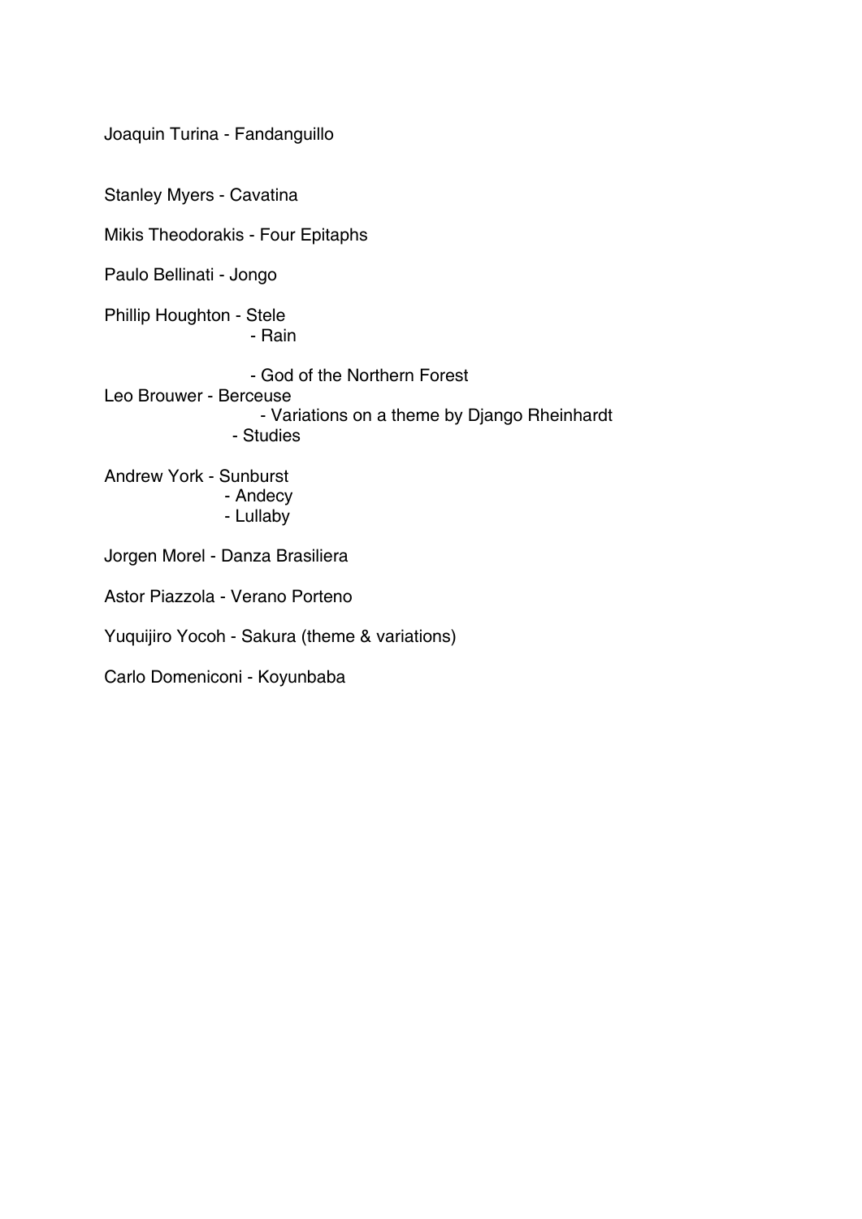Joaquin Turina - Fandanguillo

Stanley Myers - Cavatina

Mikis Theodorakis - Four Epitaphs

Paulo Bellinati - Jongo

Phillip Houghton - Stele
- Rain

- God of the Northern Forest

Leo Brouwer - Berceuse
- Variations on a theme by Django Rheinhardt
- Studies

Andrew York - Sunburst
- Andecy
- Lullaby

Jorgen Morel - Danza Brasiliera

Astor Piazzola - Verano Porteno

Yuquijiro Yocoh - Sakura (theme & variations)

Carlo Domeniconi - Koyunbaba